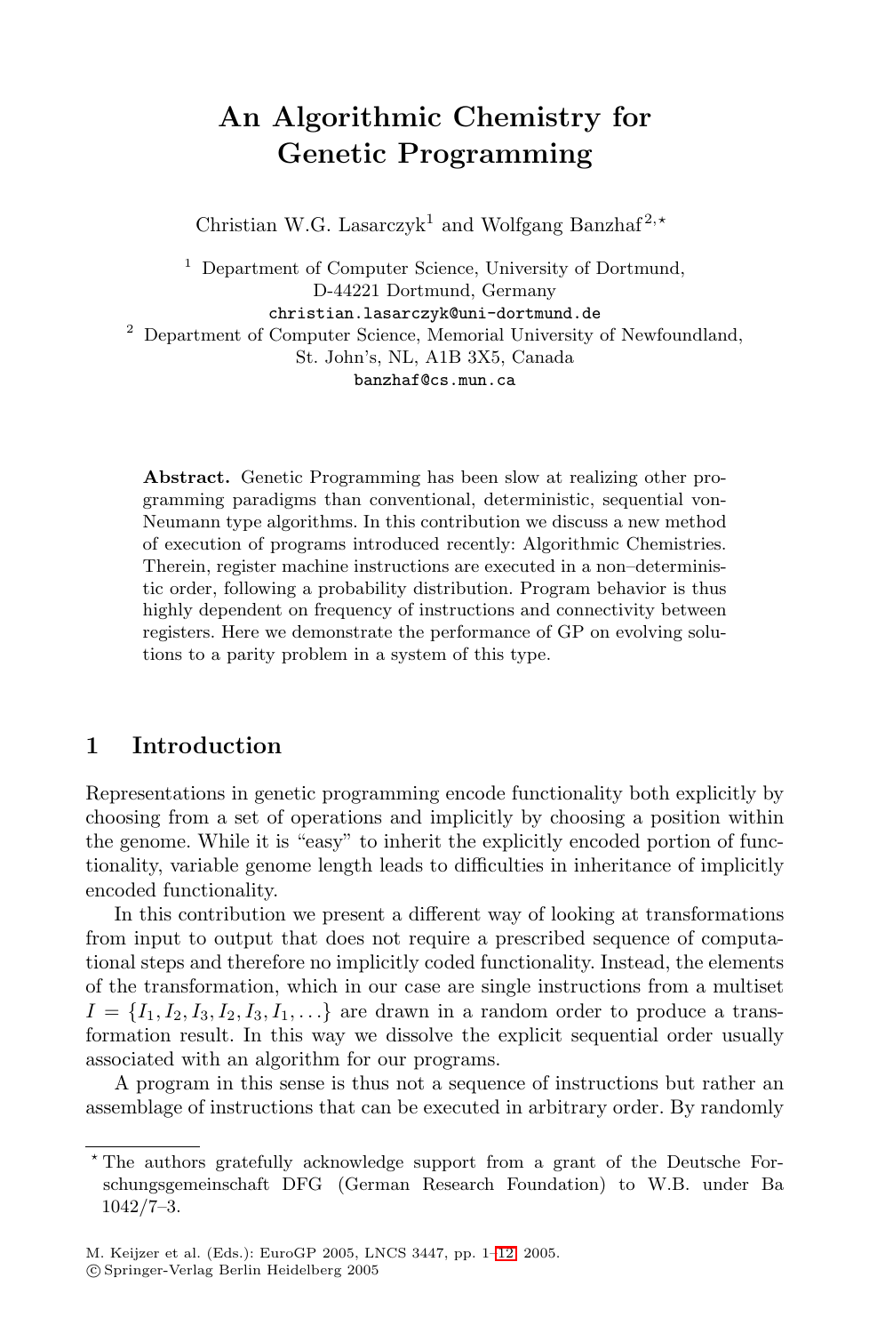# An Algorithmic Chemistry for Genetic Programming

Christian W.G. Lasarczyk[1] and Wolfgang Banzhaf[2,⋆]

[1] Department of Computer Science, University of Dortmund, D-44221 Dortmund, Germany
christian.lasarczyk@uni-dortmund.de

[2] Department of Computer Science, Memorial University of Newfoundland, St. John's, NL, A1B 3X5, Canada
banzhaf@cs.mun.ca

**Abstract.** Genetic Programming has been slow at realizing other programming paradigms than conventional, deterministic, sequential von-Neumann type algorithms. In this contribution we discuss a new method of execution of programs introduced recently: Algorithmic Chemistries. Therein, register machine instructions are executed in a non–deterministic order, following a probability distribution. Program behavior is thus highly dependent on frequency of instructions and connectivity between registers. Here we demonstrate the performance of GP on evolving solutions to a parity problem in a system of this type.

## 1 Introduction

Representations in genetic programming encode functionality both explicitly by choosing from a set of operations and implicitly by choosing a position within the genome. While it is "easy" to inherit the explicitly encoded portion of functionality, variable genome length leads to difficulties in inheritance of implicitly encoded functionality.

In this contribution we present a different way of looking at transformations from input to output that does not require a prescribed sequence of computational steps and therefore no implicitly coded functionality. Instead, the elements of the transformation, which in our case are single instructions from a multiset $I = \{I_1, I_2, I_3, I_2, I_3, I_1, \ldots\}$ are drawn in a random order to produce a transformation result. In this way we dissolve the explicit sequential order usually associated with an algorithm for our programs.

A program in this sense is thus not a sequence of instructions but rather an assemblage of instructions that can be executed in arbitrary order. By randomly

---

⋆ The authors gratefully acknowledge support from a grant of the Deutsche Forschungsgemeinschaft DFG (German Research Foundation) to W.B. under Ba 1042/7–3.

M. Keijzer et al. (Eds.): EuroGP 2005, LNCS 3447, pp. 1–12, 2005.
© Springer-Verlag Berlin Heidelberg 2005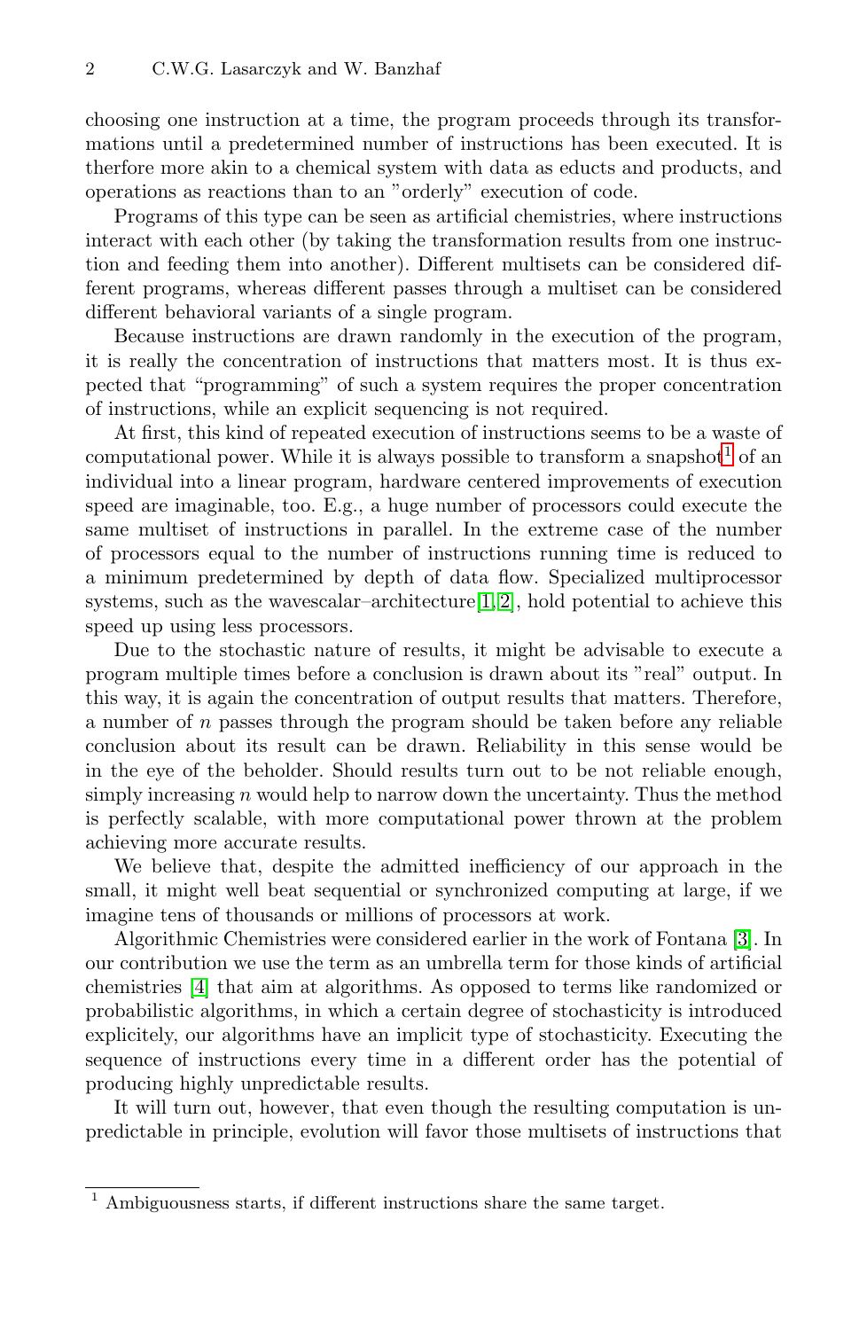choosing one instruction at a time, the program proceeds through its transformations until a predetermined number of instructions has been executed. It is therfore more akin to a chemical system with data as educts and products, and operations as reactions than to an "orderly" execution of code.

Programs of this type can be seen as artificial chemistries, where instructions interact with each other (by taking the transformation results from one instruction and feeding them into another). Different multisets can be considered different programs, whereas different passes through a multiset can be considered different behavioral variants of a single program.

Because instructions are drawn randomly in the execution of the program, it is really the concentration of instructions that matters most. It is thus expected that "programming" of such a system requires the proper concentration of instructions, while an explicit sequencing is not required.

At first, this kind of repeated execution of instructions seems to be a waste of computational power. While it is always possible to transform a snapshot[1] of an individual into a linear program, hardware centered improvements of execution speed are imaginable, too. E.g., a huge number of processors could execute the same multiset of instructions in parallel. In the extreme case of the number of processors equal to the number of instructions running time is reduced to a minimum predetermined by depth of data flow. Specialized multiprocessor systems, such as the wavescalar–architecture[1,2], hold potential to achieve this speed up using less processors.

Due to the stochastic nature of results, it might be advisable to execute a program multiple times before a conclusion is drawn about its "real" output. In this way, it is again the concentration of output results that matters. Therefore, a number of $n$ passes through the program should be taken before any reliable conclusion about its result can be drawn. Reliability in this sense would be in the eye of the beholder. Should results turn out to be not reliable enough, simply increasing $n$ would help to narrow down the uncertainty. Thus the method is perfectly scalable, with more computational power thrown at the problem achieving more accurate results.

We believe that, despite the admitted inefficiency of our approach in the small, it might well beat sequential or synchronized computing at large, if we imagine tens of thousands or millions of processors at work.

Algorithmic Chemistries were considered earlier in the work of Fontana [3]. In our contribution we use the term as an umbrella term for those kinds of artificial chemistries [4] that aim at algorithms. As opposed to terms like randomized or probabilistic algorithms, in which a certain degree of stochasticity is introduced explicitely, our algorithms have an implicit type of stochasticity. Executing the sequence of instructions every time in a different order has the potential of producing highly unpredictable results.

It will turn out, however, that even though the resulting computation is unpredictable in principle, evolution will favor those multisets of instructions that

[1] Ambiguousness starts, if different instructions share the same target.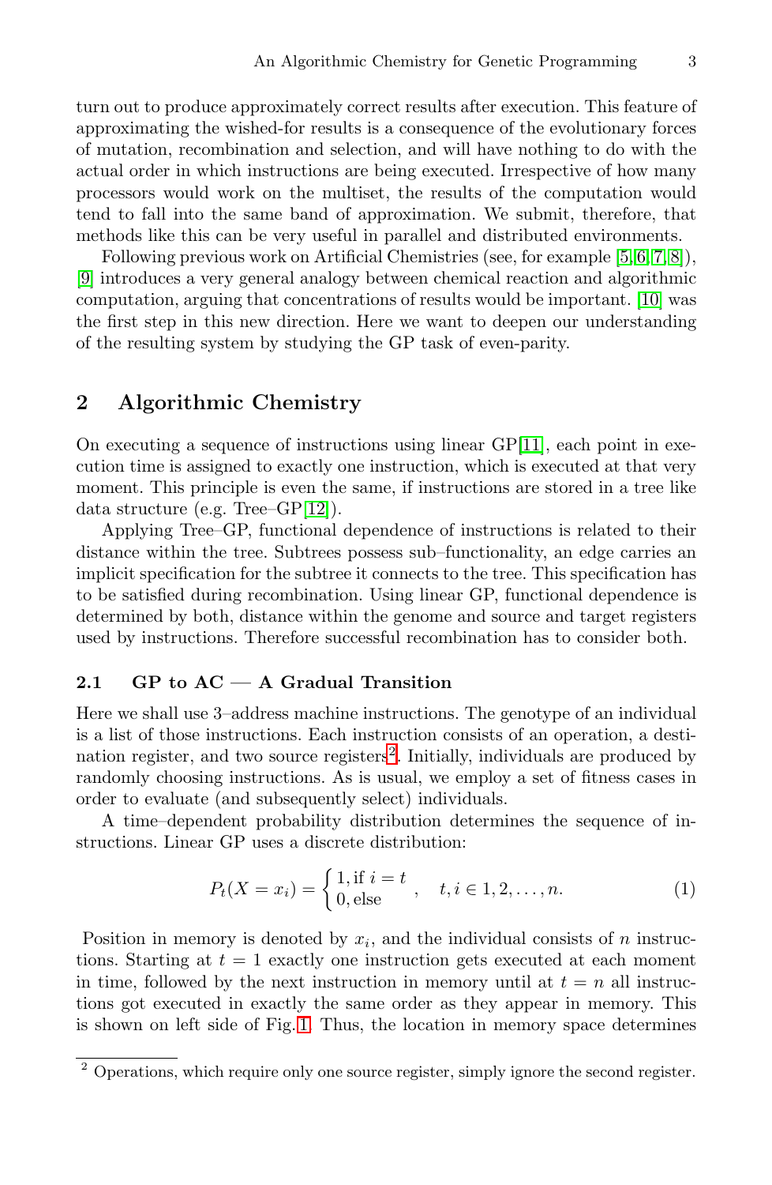turn out to produce approximately correct results after execution. This feature of approximating the wished-for results is a consequence of the evolutionary forces of mutation, recombination and selection, and will have nothing to do with the actual order in which instructions are being executed. Irrespective of how many processors would work on the multiset, the results of the computation would tend to fall into the same band of approximation. We submit, therefore, that methods like this can be very useful in parallel and distributed environments.

Following previous work on Artificial Chemistries (see, for example [5,6,7,8]), [9] introduces a very general analogy between chemical reaction and algorithmic computation, arguing that concentrations of results would be important. [10] was the first step in this new direction. Here we want to deepen our understanding of the resulting system by studying the GP task of even-parity.

## 2 Algorithmic Chemistry

On executing a sequence of instructions using linear GP[11], each point in execution time is assigned to exactly one instruction, which is executed at that very moment. This principle is even the same, if instructions are stored in a tree like data structure (e.g. Tree–GP[12]).

Applying Tree–GP, functional dependence of instructions is related to their distance within the tree. Subtrees possess sub–functionality, an edge carries an implicit specification for the subtree it connects to the tree. This specification has to be satisfied during recombination. Using linear GP, functional dependence is determined by both, distance within the genome and source and target registers used by instructions. Therefore successful recombination has to consider both.

### 2.1 GP to AC — A Gradual Transition

Here we shall use 3–address machine instructions. The genotype of an individual is a list of those instructions. Each instruction consists of an operation, a destination register, and two source registers[2]. Initially, individuals are produced by randomly choosing instructions. As is usual, we employ a set of fitness cases in order to evaluate (and subsequently select) individuals.

A time–dependent probability distribution determines the sequence of instructions. Linear GP uses a discrete distribution:

$$P_t(X = x_i) = \begin{cases} 1, \text{if } i = t \\ 0, \text{else} \end{cases}, \quad t, i \in 1, 2, \ldots, n. \tag{1}$$

Position in memory is denoted by $x_i$, and the individual consists of $n$ instructions. Starting at $t = 1$ exactly one instruction gets executed at each moment in time, followed by the next instruction in memory until at $t = n$ all instructions got executed in exactly the same order as they appear in memory. This is shown on left side of Fig. 1. Thus, the location in memory space determines

[2] Operations, which require only one source register, simply ignore the second register.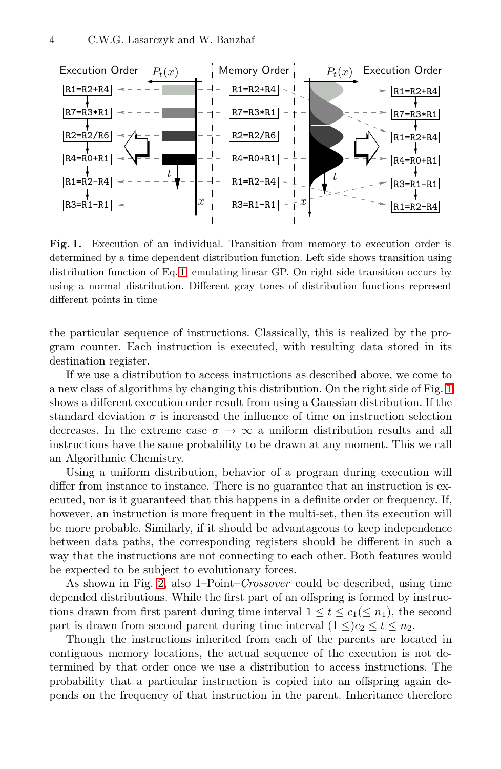**Fig. 1.** Execution of an individual. Transition from memory to execution order is determined by a time dependent distribution function. Left side shows transition using distribution function of Eq. 1, emulating linear GP. On right side transition occurs by using a normal distribution. Different gray tones of distribution functions represent different points in time

the particular sequence of instructions. Classically, this is realized by the program counter. Each instruction is executed, with resulting data stored in its destination register.

If we use a distribution to access instructions as described above, we come to a new class of algorithms by changing this distribution. On the right side of Fig. 1 shows a different execution order result from using a Gaussian distribution. If the standard deviation $\sigma$ is increased the influence of time on instruction selection decreases. In the extreme case $\sigma \rightarrow \infty$ a uniform distribution results and all instructions have the same probability to be drawn at any moment. This we call an Algorithmic Chemistry.

Using a uniform distribution, behavior of a program during execution will differ from instance to instance. There is no guarantee that an instruction is executed, nor is it guaranteed that this happens in a definite order or frequency. If, however, an instruction is more frequent in the multi-set, then its execution will be more probable. Similarly, if it should be advantageous to keep independence between data paths, the corresponding registers should be different in such a way that the instructions are not connecting to each other. Both features would be expected to be subject to evolutionary forces.

As shown in Fig. 2, also 1–Point–*Crossover* could be described, using time depended distributions. While the first part of an offspring is formed by instructions drawn from first parent during time interval $1 \leq t \leq c_1 (\leq n_1)$, the second part is drawn from second parent during time interval $(1 \leq) c_2 \leq t \leq n_2$.

Though the instructions inherited from each of the parents are located in contiguous memory locations, the actual sequence of the execution is not determined by that order once we use a distribution to access instructions. The probability that a particular instruction is copied into an offspring again depends on the frequency of that instruction in the parent. Inheritance therefore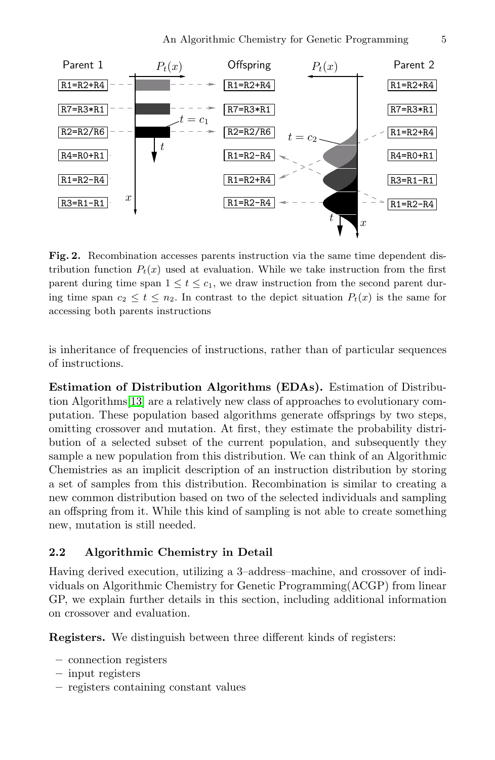**Fig. 2.** Recombination accesses parents instruction via the same time dependent distribution function $P_t(x)$ used at evaluation. While we take instruction from the first parent during time span $1 \leq t \leq c_1$, we draw instruction from the second parent during time span $c_2 \leq t \leq n_2$. In contrast to the depict situation $P_t(x)$ is the same for accessing both parents instructions

is inheritance of frequencies of instructions, rather than of particular sequences of instructions.

**Estimation of Distribution Algorithms (EDAs).** Estimation of Distribution Algorithms[13] are a relatively new class of approaches to evolutionary computation. These population based algorithms generate offsprings by two steps, omitting crossover and mutation. At first, they estimate the probability distribution of a selected subset of the current population, and subsequently they sample a new population from this distribution. We can think of an Algorithmic Chemistries as an implicit description of an instruction distribution by storing a set of samples from this distribution. Recombination is similar to creating a new common distribution based on two of the selected individuals and sampling an offspring from it. While this kind of sampling is not able to create something new, mutation is still needed.

### 2.2 Algorithmic Chemistry in Detail

Having derived execution, utilizing a 3–address–machine, and crossover of individuals on Algorithmic Chemistry for Genetic Programming(ACGP) from linear GP, we explain further details in this section, including additional information on crossover and evaluation.

**Registers.** We distinguish between three different kinds of registers:

– connection registers
– input registers
– registers containing constant values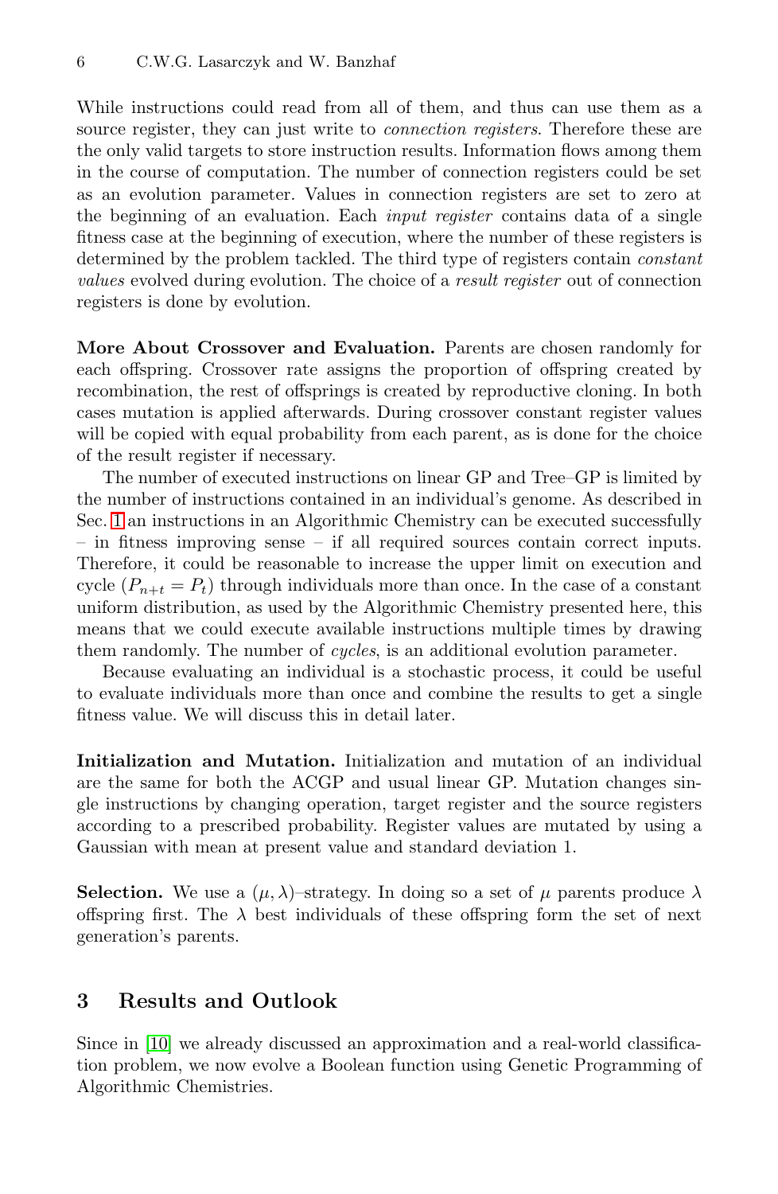While instructions could read from all of them, and thus can use them as a source register, they can just write to *connection registers*. Therefore these are the only valid targets to store instruction results. Information flows among them in the course of computation. The number of connection registers could be set as an evolution parameter. Values in connection registers are set to zero at the beginning of an evaluation. Each *input register* contains data of a single fitness case at the beginning of execution, where the number of these registers is determined by the problem tackled. The third type of registers contain *constant values* evolved during evolution. The choice of a *result register* out of connection registers is done by evolution.

**More About Crossover and Evaluation.** Parents are chosen randomly for each offspring. Crossover rate assigns the proportion of offspring created by recombination, the rest of offsprings is created by reproductive cloning. In both cases mutation is applied afterwards. During crossover constant register values will be copied with equal probability from each parent, as is done for the choice of the result register if necessary.

The number of executed instructions on linear GP and Tree–GP is limited by the number of instructions contained in an individual's genome. As described in Sec. 1 an instructions in an Algorithmic Chemistry can be executed successfully – in fitness improving sense – if all required sources contain correct inputs. Therefore, it could be reasonable to increase the upper limit on execution and cycle ($P_{n+t} = P_t$) through individuals more than once. In the case of a constant uniform distribution, as used by the Algorithmic Chemistry presented here, this means that we could execute available instructions multiple times by drawing them randomly. The number of *cycles*, is an additional evolution parameter.

Because evaluating an individual is a stochastic process, it could be useful to evaluate individuals more than once and combine the results to get a single fitness value. We will discuss this in detail later.

**Initialization and Mutation.** Initialization and mutation of an individual are the same for both the ACGP and usual linear GP. Mutation changes single instructions by changing operation, target register and the source registers according to a prescribed probability. Register values are mutated by using a Gaussian with mean at present value and standard deviation 1.

**Selection.** We use a $(\mu, \lambda)$–strategy. In doing so a set of $\mu$ parents produce $\lambda$ offspring first. The $\lambda$ best individuals of these offspring form the set of next generation's parents.

## 3 Results and Outlook

Since in [10] we already discussed an approximation and a real-world classification problem, we now evolve a Boolean function using Genetic Programming of Algorithmic Chemistries.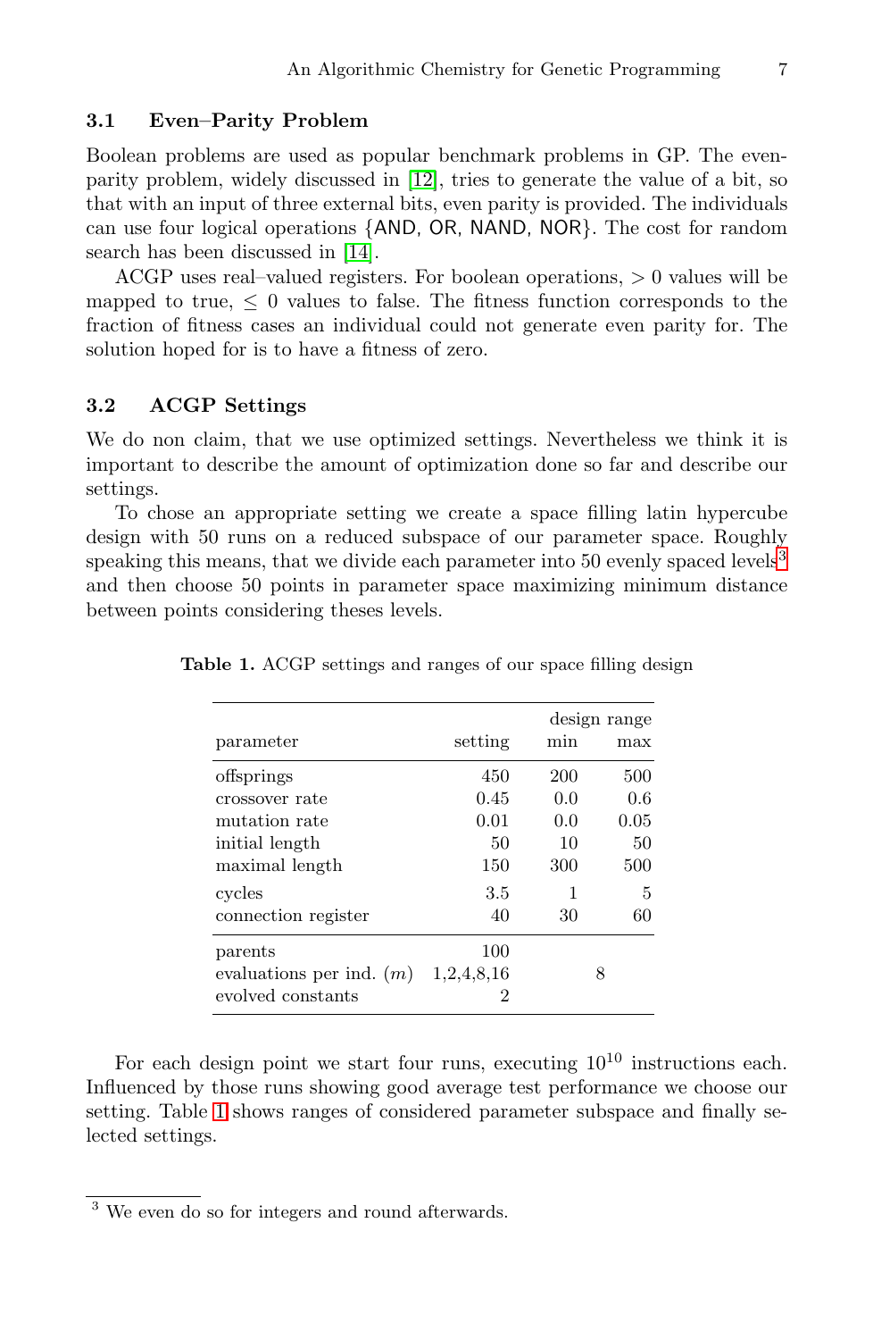### 3.1 Even–Parity Problem

Boolean problems are used as popular benchmark problems in GP. The even-parity problem, widely discussed in [12], tries to generate the value of a bit, so that with an input of three external bits, even parity is provided. The individuals can use four logical operations {AND, OR, NAND, NOR}. The cost for random search has been discussed in [14].

ACGP uses real–valued registers. For boolean operations, $> 0$ values will be mapped to true, $\leq 0$ values to false. The fitness function corresponds to the fraction of fitness cases an individual could not generate even parity for. The solution hoped for is to have a fitness of zero.

### 3.2 ACGP Settings

We do non claim, that we use optimized settings. Nevertheless we think it is important to describe the amount of optimization done so far and describe our settings.

To chose an appropriate setting we create a space filling latin hypercube design with 50 runs on a reduced subspace of our parameter space. Roughly speaking this means, that we divide each parameter into 50 evenly spaced levels[3] and then choose 50 points in parameter space maximizing minimum distance between points considering theses levels.

**Table 1.** ACGP settings and ranges of our space filling design

| parameter | setting | design range min | design range max |
|---|---|---|---|
| offsprings | 450 | 200 | 500 |
| crossover rate | 0.45 | 0.0 | 0.6 |
| mutation rate | 0.01 | 0.0 | 0.05 |
| initial length | 50 | 10 | 50 |
| maximal length | 150 | 300 | 500 |
| cycles | 3.5 | 1 | 5 |
| connection register | 40 | 30 | 60 |
| parents | 100 | | |
| evaluations per ind. ($m$) | 1,2,4,8,16 | 8 | |
| evolved constants | 2 | | |

For each design point we start four runs, executing $10^{10}$ instructions each. Influenced by those runs showing good average test performance we choose our setting. Table 1 shows ranges of considered parameter subspace and finally selected settings.

[3] We even do so for integers and round afterwards.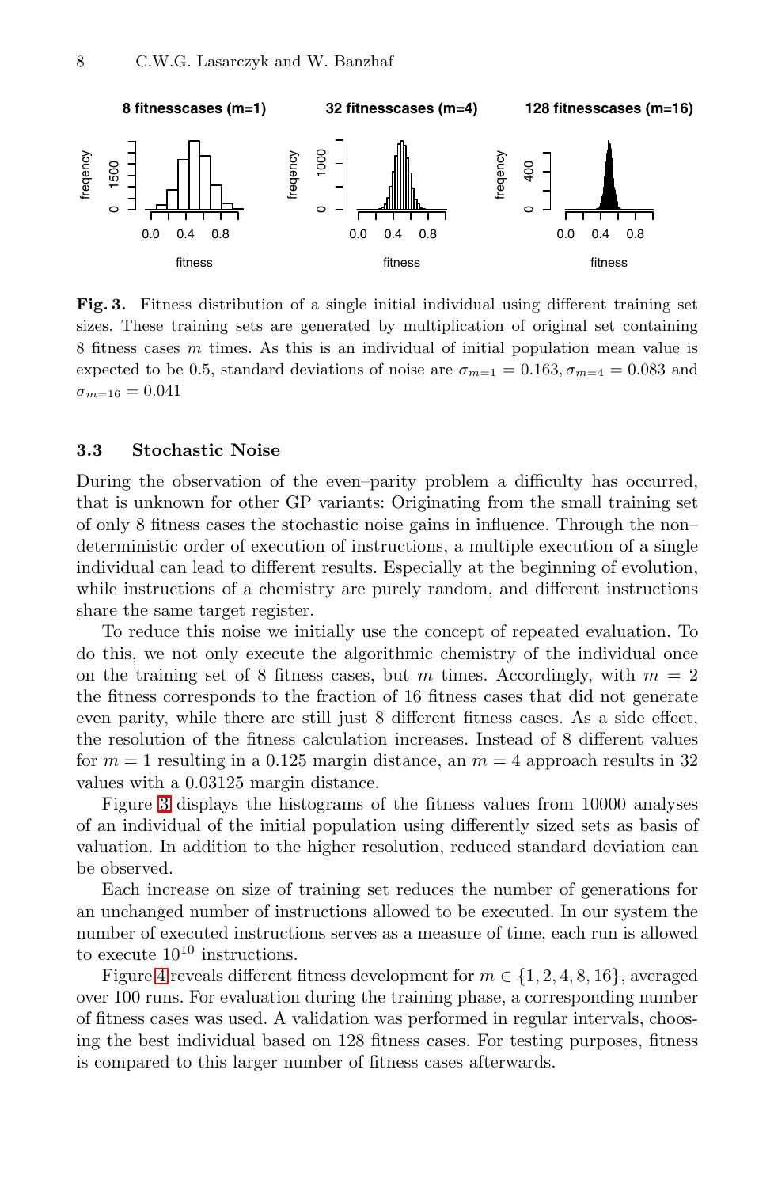**Fig. 3.** Fitness distribution of a single initial individual using different training set sizes. These training sets are generated by multiplication of original set containing 8 fitness cases $m$ times. As this is an individual of initial population mean value is expected to be 0.5, standard deviations of noise are $\sigma_{m=1} = 0.163, \sigma_{m=4} = 0.083$ and $\sigma_{m=16} = 0.041$

### 3.3 Stochastic Noise

During the observation of the even–parity problem a difficulty has occurred, that is unknown for other GP variants: Originating from the small training set of only 8 fitness cases the stochastic noise gains in influence. Through the non–deterministic order of execution of instructions, a multiple execution of a single individual can lead to different results. Especially at the beginning of evolution, while instructions of a chemistry are purely random, and different instructions share the same target register.

To reduce this noise we initially use the concept of repeated evaluation. To do this, we not only execute the algorithmic chemistry of the individual once on the training set of 8 fitness cases, but $m$ times. Accordingly, with $m = 2$ the fitness corresponds to the fraction of 16 fitness cases that did not generate even parity, while there are still just 8 different fitness cases. As a side effect, the resolution of the fitness calculation increases. Instead of 8 different values for $m = 1$ resulting in a 0.125 margin distance, an $m = 4$ approach results in 32 values with a 0.03125 margin distance.

Figure 3 displays the histograms of the fitness values from 10000 analyses of an individual of the initial population using differently sized sets as basis of valuation. In addition to the higher resolution, reduced standard deviation can be observed.

Each increase on size of training set reduces the number of generations for an unchanged number of instructions allowed to be executed. In our system the number of executed instructions serves as a measure of time, each run is allowed to execute $10^{10}$ instructions.

Figure 4 reveals different fitness development for $m \in \{1, 2, 4, 8, 16\}$, averaged over 100 runs. For evaluation during the training phase, a corresponding number of fitness cases was used. A validation was performed in regular intervals, choosing the best individual based on 128 fitness cases. For testing purposes, fitness is compared to this larger number of fitness cases afterwards.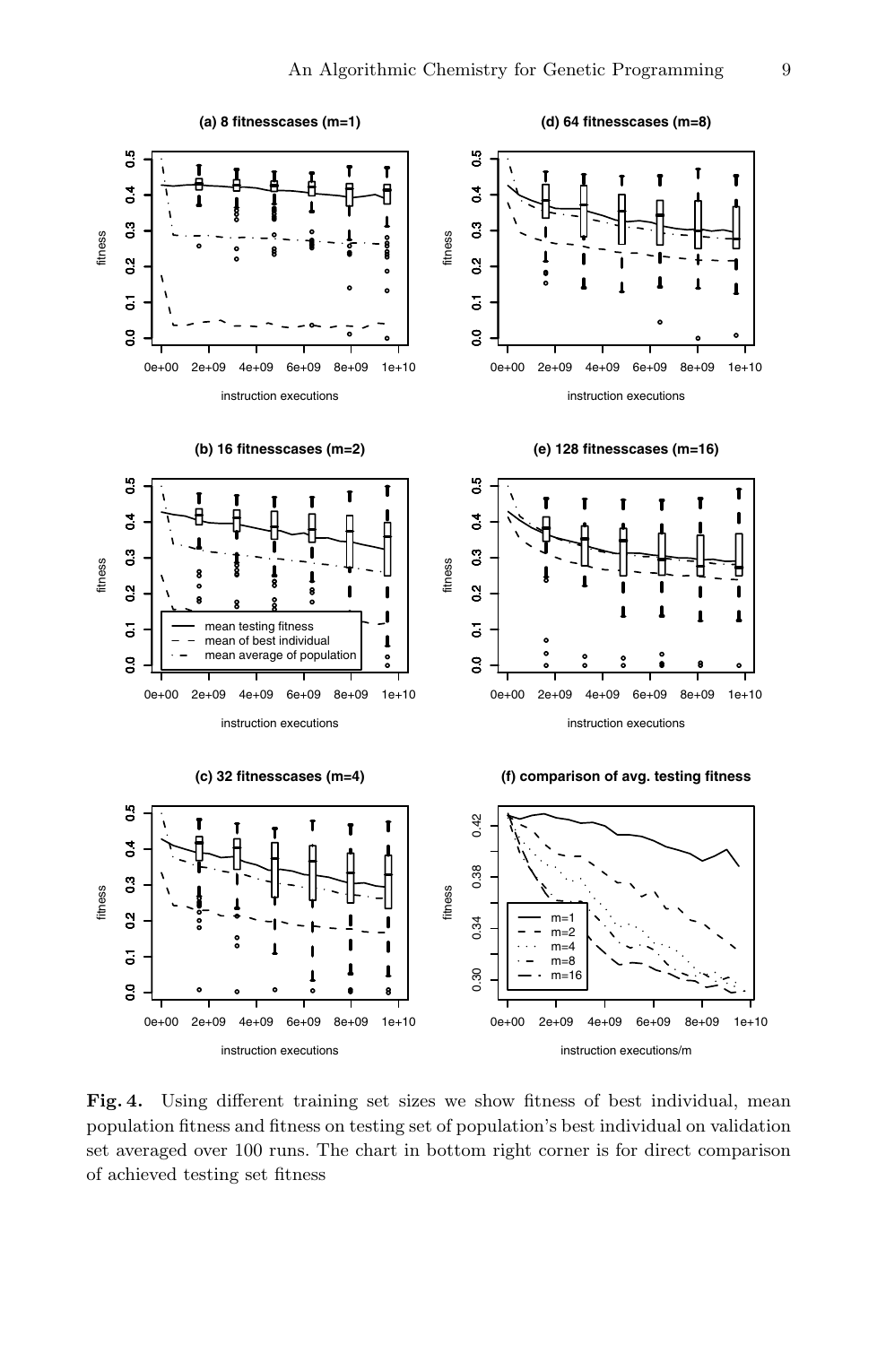Fig. 4. Using different training set sizes we show fitness of best individual, mean population fitness and fitness on testing set of population's best individual on validation set averaged over 100 runs. The chart in bottom right corner is for direct comparison of achieved testing set fitness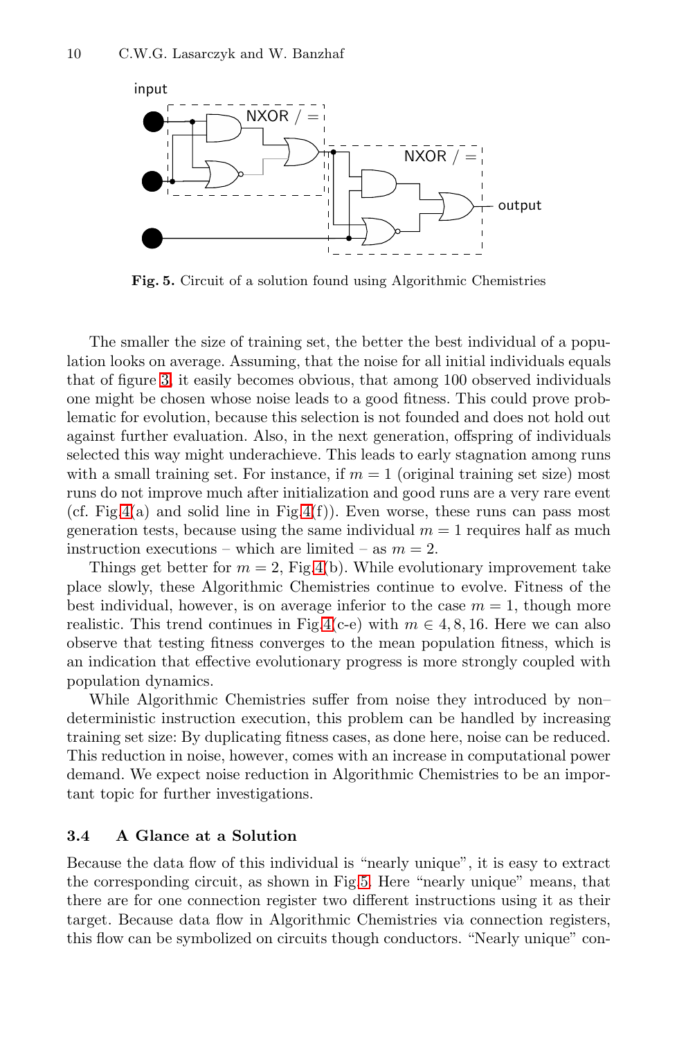**Fig. 5.** Circuit of a solution found using Algorithmic Chemistries

The smaller the size of training set, the better the best individual of a population looks on average. Assuming, that the noise for all initial individuals equals that of figure 3, it easily becomes obvious, that among 100 observed individuals one might be chosen whose noise leads to a good fitness. This could prove problematic for evolution, because this selection is not founded and does not hold out against further evaluation. Also, in the next generation, offspring of individuals selected this way might underachieve. This leads to early stagnation among runs with a small training set. For instance, if $m = 1$ (original training set size) most runs do not improve much after initialization and good runs are a very rare event (cf. Fig.4(a) and solid line in Fig.4(f)). Even worse, these runs can pass most generation tests, because using the same individual $m = 1$ requires half as much instruction executions – which are limited – as $m = 2$.

Things get better for $m = 2$, Fig.4(b). While evolutionary improvement take place slowly, these Algorithmic Chemistries continue to evolve. Fitness of the best individual, however, is on average inferior to the case $m = 1$, though more realistic. This trend continues in Fig.4(c-e) with $m \in 4, 8, 16$. Here we can also observe that testing fitness converges to the mean population fitness, which is an indication that effective evolutionary progress is more strongly coupled with population dynamics.

While Algorithmic Chemistries suffer from noise they introduced by non–deterministic instruction execution, this problem can be handled by increasing training set size: By duplicating fitness cases, as done here, noise can be reduced. This reduction in noise, however, comes with an increase in computational power demand. We expect noise reduction in Algorithmic Chemistries to be an important topic for further investigations.

### 3.4 A Glance at a Solution

Because the data flow of this individual is "nearly unique", it is easy to extract the corresponding circuit, as shown in Fig.5. Here "nearly unique" means, that there are for one connection register two different instructions using it as their target. Because data flow in Algorithmic Chemistries via connection registers, this flow can be symbolized on circuits though conductors. "Nearly unique" con-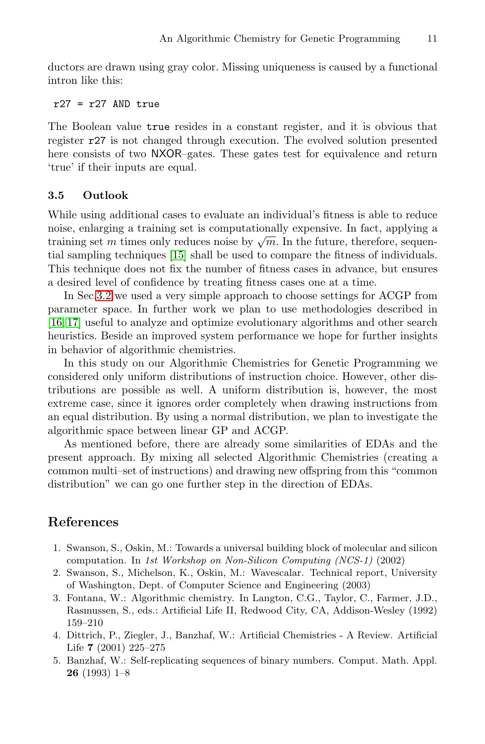ductors are drawn using gray color. Missing uniqueness is caused by a functional intron like this:

```
r27 = r27 AND true
```

The Boolean value `true` resides in a constant register, and it is obvious that register `r27` is not changed through execution. The evolved solution presented here consists of two NXOR–gates. These gates test for equivalence and return 'true' if their inputs are equal.

### 3.5 Outlook

While using additional cases to evaluate an individual's fitness is able to reduce noise, enlarging a training set is computationally expensive. In fact, applying a training set $m$ times only reduces noise by $\sqrt{m}$. In the future, therefore, sequential sampling techniques [15] shall be used to compare the fitness of individuals. This technique does not fix the number of fitness cases in advance, but ensures a desired level of confidence by treating fitness cases one at a time.

In Sec.3.2 we used a very simple approach to choose settings for ACGP from parameter space. In further work we plan to use methodologies described in [16, 17] useful to analyze and optimize evolutionary algorithms and other search heuristics. Beside an improved system performance we hope for further insights in behavior of algorithmic chemistries.

In this study on our Algorithmic Chemistries for Genetic Programming we considered only uniform distributions of instruction choice. However, other distributions are possible as well. A uniform distribution is, however, the most extreme case, since it ignores order completely when drawing instructions from an equal distribution. By using a normal distribution, we plan to investigate the algorithmic space between linear GP and ACGP.

As mentioned before, there are already some similarities of EDAs and the present approach. By mixing all selected Algorithmic Chemistries (creating a common multi–set of instructions) and drawing new offspring from this "common distribution" we can go one further step in the direction of EDAs.

## References

1. Swanson, S., Oskin, M.: Towards a universal building block of molecular and silicon computation. In *1st Workshop on Non-Silicon Computing (NCS-1)* (2002)
2. Swanson, S., Michelson, K., Oskin, M.: Wavescalar. Technical report, University of Washington, Dept. of Computer Science and Engineering (2003)
3. Fontana, W.: Algorithmic chemistry. In Langton, C.G., Taylor, C., Farmer, J.D., Rasmussen, S., eds.: Artificial Life II, Redwood City, CA, Addison-Wesley (1992) 159–210
4. Dittrich, P., Ziegler, J., Banzhaf, W.: Artificial Chemistries - A Review. Artificial Life **7** (2001) 225–275
5. Banzhaf, W.: Self-replicating sequences of binary numbers. Comput. Math. Appl. **26** (1993) 1–8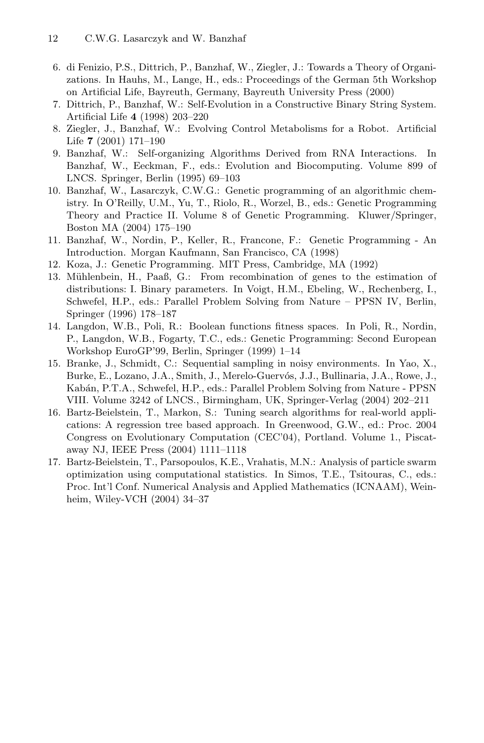6. di Fenizio, P.S., Dittrich, P., Banzhaf, W., Ziegler, J.: Towards a Theory of Organizations. In Hauhs, M., Lange, H., eds.: Proceedings of the German 5th Workshop on Artificial Life, Bayreuth, Germany, Bayreuth University Press (2000)
7. Dittrich, P., Banzhaf, W.: Self-Evolution in a Constructive Binary String System. Artificial Life **4** (1998) 203–220
8. Ziegler, J., Banzhaf, W.: Evolving Control Metabolisms for a Robot. Artificial Life **7** (2001) 171–190
9. Banzhaf, W.: Self-organizing Algorithms Derived from RNA Interactions. In Banzhaf, W., Eeckman, F., eds.: Evolution and Biocomputing. Volume 899 of LNCS. Springer, Berlin (1995) 69–103
10. Banzhaf, W., Lasarczyk, C.W.G.: Genetic programming of an algorithmic chemistry. In O'Reilly, U.M., Yu, T., Riolo, R., Worzel, B., eds.: Genetic Programming Theory and Practice II. Volume 8 of Genetic Programming. Kluwer/Springer, Boston MA (2004) 175–190
11. Banzhaf, W., Nordin, P., Keller, R., Francone, F.: Genetic Programming - An Introduction. Morgan Kaufmann, San Francisco, CA (1998)
12. Koza, J.: Genetic Programming. MIT Press, Cambridge, MA (1992)
13. Mühlenbein, H., Paaß, G.: From recombination of genes to the estimation of distributions: I. Binary parameters. In Voigt, H.M., Ebeling, W., Rechenberg, I., Schwefel, H.P., eds.: Parallel Problem Solving from Nature – PPSN IV, Berlin, Springer (1996) 178–187
14. Langdon, W.B., Poli, R.: Boolean functions fitness spaces. In Poli, R., Nordin, P., Langdon, W.B., Fogarty, T.C., eds.: Genetic Programming: Second European Workshop EuroGP'99, Berlin, Springer (1999) 1–14
15. Branke, J., Schmidt, C.: Sequential sampling in noisy environments. In Yao, X., Burke, E., Lozano, J.A., Smith, J., Merelo-Guervós, J.J., Bullinaria, J.A., Rowe, J., Kabán, P.T.A., Schwefel, H.P., eds.: Parallel Problem Solving from Nature - PPSN VIII. Volume 3242 of LNCS., Birmingham, UK, Springer-Verlag (2004) 202–211
16. Bartz-Beielstein, T., Markon, S.: Tuning search algorithms for real-world applications: A regression tree based approach. In Greenwood, G.W., ed.: Proc. 2004 Congress on Evolutionary Computation (CEC'04), Portland. Volume 1., Piscataway NJ, IEEE Press (2004) 1111–1118
17. Bartz-Beielstein, T., Parsopoulos, K.E., Vrahatis, M.N.: Analysis of particle swarm optimization using computational statistics. In Simos, T.E., Tsitouras, C., eds.: Proc. Int'l Conf. Numerical Analysis and Applied Mathematics (ICNAAM), Weinheim, Wiley-VCH (2004) 34–37